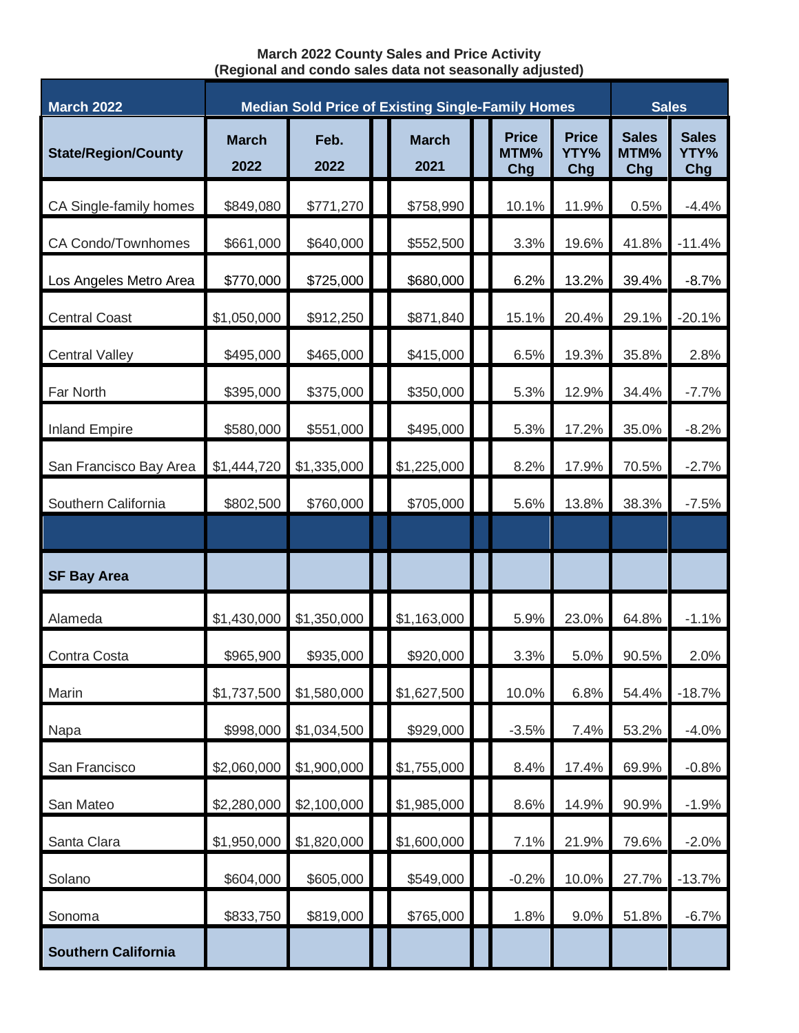**March 2022 County Sales and Price Activity**
**(Regional and condo sales data not seasonally adjusted)**

| March 2022 | Median Sold Price of Existing Single-Family Homes | | | | | Sales | |
|---|---|---|---|---|---|---|---|
| State/Region/County | March 2022 | Feb. 2022 | March 2021 | Price MTM% Chg | Price YTY% Chg | Sales MTM% Chg | Sales YTY% Chg |
| CA Single-family homes | $849,080 | $771,270 | $758,990 | 10.1% | 11.9% | 0.5% | -4.4% |
| CA Condo/Townhomes | $661,000 | $640,000 | $552,500 | 3.3% | 19.6% | 41.8% | -11.4% |
| Los Angeles Metro Area | $770,000 | $725,000 | $680,000 | 6.2% | 13.2% | 39.4% | -8.7% |
| Central Coast | $1,050,000 | $912,250 | $871,840 | 15.1% | 20.4% | 29.1% | -20.1% |
| Central Valley | $495,000 | $465,000 | $415,000 | 6.5% | 19.3% | 35.8% | 2.8% |
| Far North | $395,000 | $375,000 | $350,000 | 5.3% | 12.9% | 34.4% | -7.7% |
| Inland Empire | $580,000 | $551,000 | $495,000 | 5.3% | 17.2% | 35.0% | -8.2% |
| San Francisco Bay Area | $1,444,720 | $1,335,000 | $1,225,000 | 8.2% | 17.9% | 70.5% | -2.7% |
| Southern California | $802,500 | $760,000 | $705,000 | 5.6% | 13.8% | 38.3% | -7.5% |
| | | | | | | | |
| **SF Bay Area** | | | | | | | |
| Alameda | $1,430,000 | $1,350,000 | $1,163,000 | 5.9% | 23.0% | 64.8% | -1.1% |
| Contra Costa | $965,900 | $935,000 | $920,000 | 3.3% | 5.0% | 90.5% | 2.0% |
| Marin | $1,737,500 | $1,580,000 | $1,627,500 | 10.0% | 6.8% | 54.4% | -18.7% |
| Napa | $998,000 | $1,034,500 | $929,000 | -3.5% | 7.4% | 53.2% | -4.0% |
| San Francisco | $2,060,000 | $1,900,000 | $1,755,000 | 8.4% | 17.4% | 69.9% | -0.8% |
| San Mateo | $2,280,000 | $2,100,000 | $1,985,000 | 8.6% | 14.9% | 90.9% | -1.9% |
| Santa Clara | $1,950,000 | $1,820,000 | $1,600,000 | 7.1% | 21.9% | 79.6% | -2.0% |
| Solano | $604,000 | $605,000 | $549,000 | -0.2% | 10.0% | 27.7% | -13.7% |
| Sonoma | $833,750 | $819,000 | $765,000 | 1.8% | 9.0% | 51.8% | -6.7% |
| **Southern California** | | | | | | | |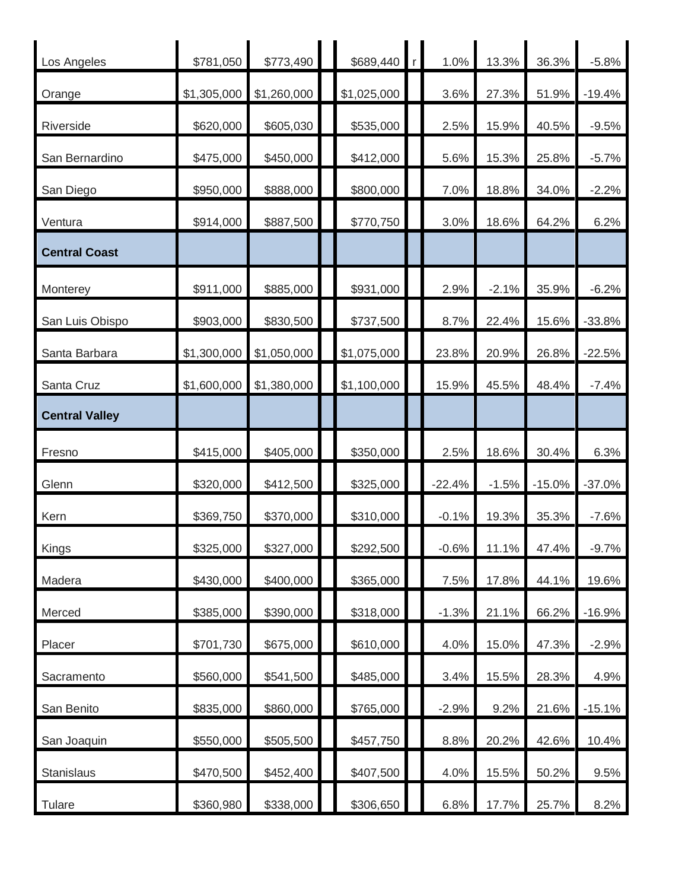| | | | | | | | | | |
|---|---|---|---|---|---|---|---|---|---|
| Los Angeles | $781,050 | $773,490 | | $689,440 | r | 1.0% | 13.3% | 36.3% | -5.8% |
| Orange | $1,305,000 | $1,260,000 | | $1,025,000 | | 3.6% | 27.3% | 51.9% | -19.4% |
| Riverside | $620,000 | $605,030 | | $535,000 | | 2.5% | 15.9% | 40.5% | -9.5% |
| San Bernardino | $475,000 | $450,000 | | $412,000 | | 5.6% | 15.3% | 25.8% | -5.7% |
| San Diego | $950,000 | $888,000 | | $800,000 | | 7.0% | 18.8% | 34.0% | -2.2% |
| Ventura | $914,000 | $887,500 | | $770,750 | | 3.0% | 18.6% | 64.2% | 6.2% |
| **Central Coast** | | | | | | | | | |
| Monterey | $911,000 | $885,000 | | $931,000 | | 2.9% | -2.1% | 35.9% | -6.2% |
| San Luis Obispo | $903,000 | $830,500 | | $737,500 | | 8.7% | 22.4% | 15.6% | -33.8% |
| Santa Barbara | $1,300,000 | $1,050,000 | | $1,075,000 | | 23.8% | 20.9% | 26.8% | -22.5% |
| Santa Cruz | $1,600,000 | $1,380,000 | | $1,100,000 | | 15.9% | 45.5% | 48.4% | -7.4% |
| **Central Valley** | | | | | | | | | |
| Fresno | $415,000 | $405,000 | | $350,000 | | 2.5% | 18.6% | 30.4% | 6.3% |
| Glenn | $320,000 | $412,500 | | $325,000 | | -22.4% | -1.5% | -15.0% | -37.0% |
| Kern | $369,750 | $370,000 | | $310,000 | | -0.1% | 19.3% | 35.3% | -7.6% |
| Kings | $325,000 | $327,000 | | $292,500 | | -0.6% | 11.1% | 47.4% | -9.7% |
| Madera | $430,000 | $400,000 | | $365,000 | | 7.5% | 17.8% | 44.1% | 19.6% |
| Merced | $385,000 | $390,000 | | $318,000 | | -1.3% | 21.1% | 66.2% | -16.9% |
| Placer | $701,730 | $675,000 | | $610,000 | | 4.0% | 15.0% | 47.3% | -2.9% |
| Sacramento | $560,000 | $541,500 | | $485,000 | | 3.4% | 15.5% | 28.3% | 4.9% |
| San Benito | $835,000 | $860,000 | | $765,000 | | -2.9% | 9.2% | 21.6% | -15.1% |
| San Joaquin | $550,000 | $505,500 | | $457,750 | | 8.8% | 20.2% | 42.6% | 10.4% |
| Stanislaus | $470,500 | $452,400 | | $407,500 | | 4.0% | 15.5% | 50.2% | 9.5% |
| Tulare | $360,980 | $338,000 | | $306,650 | | 6.8% | 17.7% | 25.7% | 8.2% |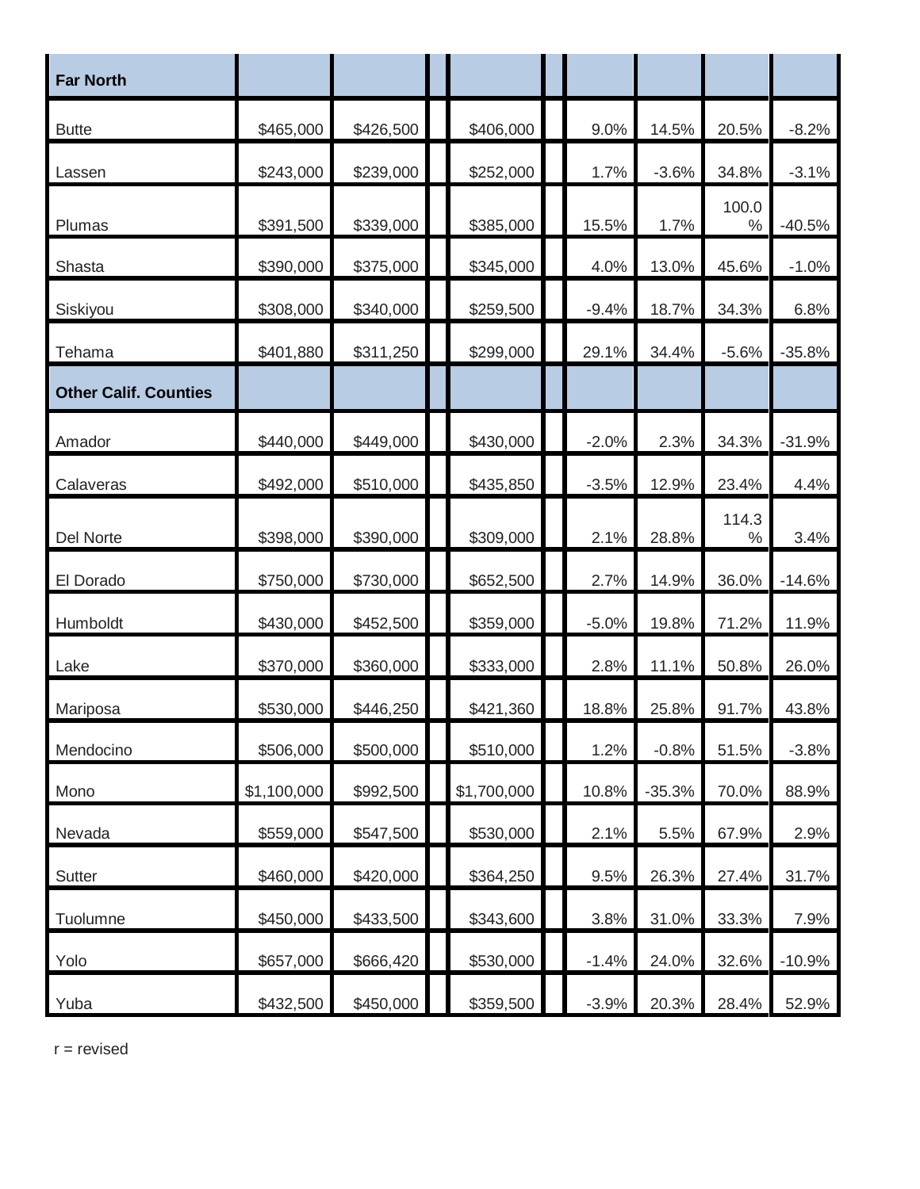| Far North | | | | | | | | | | |
|---|---|---|---|---|---|---|---|---|---|---|
| Butte | $465,000 | $426,500 | | $406,000 | | 9.0% | 14.5% | 20.5% | -8.2% |
| Lassen | $243,000 | $239,000 | | $252,000 | | 1.7% | -3.6% | 34.8% | -3.1% |
| Plumas | $391,500 | $339,000 | | $385,000 | | 15.5% | 1.7% | 100.0% | -40.5% |
| Shasta | $390,000 | $375,000 | | $345,000 | | 4.0% | 13.0% | 45.6% | -1.0% |
| Siskiyou | $308,000 | $340,000 | | $259,500 | | -9.4% | 18.7% | 34.3% | 6.8% |
| Tehama | $401,880 | $311,250 | | $299,000 | | 29.1% | 34.4% | -5.6% | -35.8% |
| **Other Calif. Counties** | | | | | | | | | |
| Amador | $440,000 | $449,000 | | $430,000 | | -2.0% | 2.3% | 34.3% | -31.9% |
| Calaveras | $492,000 | $510,000 | | $435,850 | | -3.5% | 12.9% | 23.4% | 4.4% |
| Del Norte | $398,000 | $390,000 | | $309,000 | | 2.1% | 28.8% | 114.3% | 3.4% |
| El Dorado | $750,000 | $730,000 | | $652,500 | | 2.7% | 14.9% | 36.0% | -14.6% |
| Humboldt | $430,000 | $452,500 | | $359,000 | | -5.0% | 19.8% | 71.2% | 11.9% |
| Lake | $370,000 | $360,000 | | $333,000 | | 2.8% | 11.1% | 50.8% | 26.0% |
| Mariposa | $530,000 | $446,250 | | $421,360 | | 18.8% | 25.8% | 91.7% | 43.8% |
| Mendocino | $506,000 | $500,000 | | $510,000 | | 1.2% | -0.8% | 51.5% | -3.8% |
| Mono | $1,100,000 | $992,500 | | $1,700,000 | | 10.8% | -35.3% | 70.0% | 88.9% |
| Nevada | $559,000 | $547,500 | | $530,000 | | 2.1% | 5.5% | 67.9% | 2.9% |
| Sutter | $460,000 | $420,000 | | $364,250 | | 9.5% | 26.3% | 27.4% | 31.7% |
| Tuolumne | $450,000 | $433,500 | | $343,600 | | 3.8% | 31.0% | 33.3% | 7.9% |
| Yolo | $657,000 | $666,420 | | $530,000 | | -1.4% | 24.0% | 32.6% | -10.9% |
| Yuba | $432,500 | $450,000 | | $359,500 | | -3.9% | 20.3% | 28.4% | 52.9% |

r = revised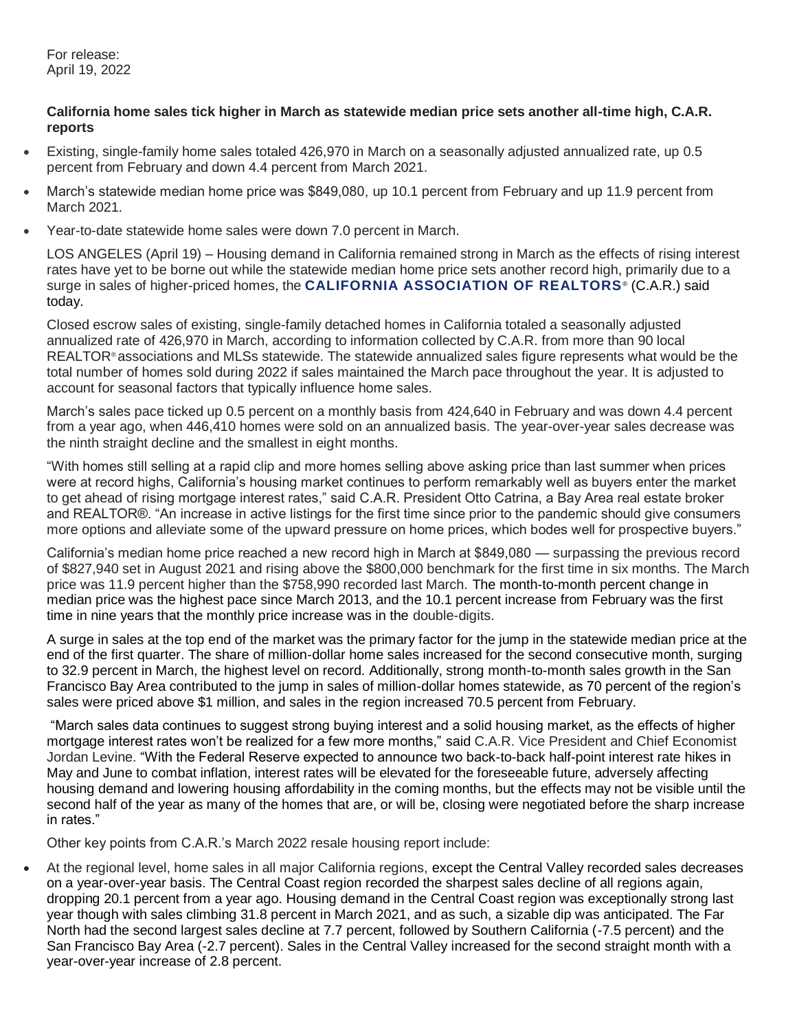For release:
April 19, 2022

**California home sales tick higher in March as statewide median price sets another all-time high, C.A.R. reports**

- Existing, single-family home sales totaled 426,970 in March on a seasonally adjusted annualized rate, up 0.5 percent from February and down 4.4 percent from March 2021.
- March's statewide median home price was $849,080, up 10.1 percent from February and up 11.9 percent from March 2021.
- Year-to-date statewide home sales were down 7.0 percent in March.

LOS ANGELES (April 19) – Housing demand in California remained strong in March as the effects of rising interest rates have yet to be borne out while the statewide median home price sets another record high, primarily due to a surge in sales of higher-priced homes, the **CALIFORNIA ASSOCIATION OF REALTORS®** (C.A.R.) said today.

Closed escrow sales of existing, single-family detached homes in California totaled a seasonally adjusted annualized rate of 426,970 in March, according to information collected by C.A.R. from more than 90 local REALTOR® associations and MLSs statewide. The statewide annualized sales figure represents what would be the total number of homes sold during 2022 if sales maintained the March pace throughout the year. It is adjusted to account for seasonal factors that typically influence home sales.

March's sales pace ticked up 0.5 percent on a monthly basis from 424,640 in February and was down 4.4 percent from a year ago, when 446,410 homes were sold on an annualized basis. The year-over-year sales decrease was the ninth straight decline and the smallest in eight months.

"With homes still selling at a rapid clip and more homes selling above asking price than last summer when prices were at record highs, California's housing market continues to perform remarkably well as buyers enter the market to get ahead of rising mortgage interest rates," said C.A.R. President Otto Catrina, a Bay Area real estate broker and REALTOR®. "An increase in active listings for the first time since prior to the pandemic should give consumers more options and alleviate some of the upward pressure on home prices, which bodes well for prospective buyers."

California's median home price reached a new record high in March at $849,080 — surpassing the previous record of $827,940 set in August 2021 and rising above the $800,000 benchmark for the first time in six months. The March price was 11.9 percent higher than the $758,990 recorded last March. The month-to-month percent change in median price was the highest pace since March 2013, and the 10.1 percent increase from February was the first time in nine years that the monthly price increase was in the double-digits.

A surge in sales at the top end of the market was the primary factor for the jump in the statewide median price at the end of the first quarter. The share of million-dollar home sales increased for the second consecutive month, surging to 32.9 percent in March, the highest level on record. Additionally, strong month-to-month sales growth in the San Francisco Bay Area contributed to the jump in sales of million-dollar homes statewide, as 70 percent of the region's sales were priced above $1 million, and sales in the region increased 70.5 percent from February.

"March sales data continues to suggest strong buying interest and a solid housing market, as the effects of higher mortgage interest rates won't be realized for a few more months," said C.A.R. Vice President and Chief Economist Jordan Levine. "With the Federal Reserve expected to announce two back-to-back half-point interest rate hikes in May and June to combat inflation, interest rates will be elevated for the foreseeable future, adversely affecting housing demand and lowering housing affordability in the coming months, but the effects may not be visible until the second half of the year as many of the homes that are, or will be, closing were negotiated before the sharp increase in rates."

Other key points from C.A.R.'s March 2022 resale housing report include:

- At the regional level, home sales in all major California regions, except the Central Valley recorded sales decreases on a year-over-year basis. The Central Coast region recorded the sharpest sales decline of all regions again, dropping 20.1 percent from a year ago. Housing demand in the Central Coast region was exceptionally strong last year though with sales climbing 31.8 percent in March 2021, and as such, a sizable dip was anticipated. The Far North had the second largest sales decline at 7.7 percent, followed by Southern California (-7.5 percent) and the San Francisco Bay Area (-2.7 percent). Sales in the Central Valley increased for the second straight month with a year-over-year increase of 2.8 percent.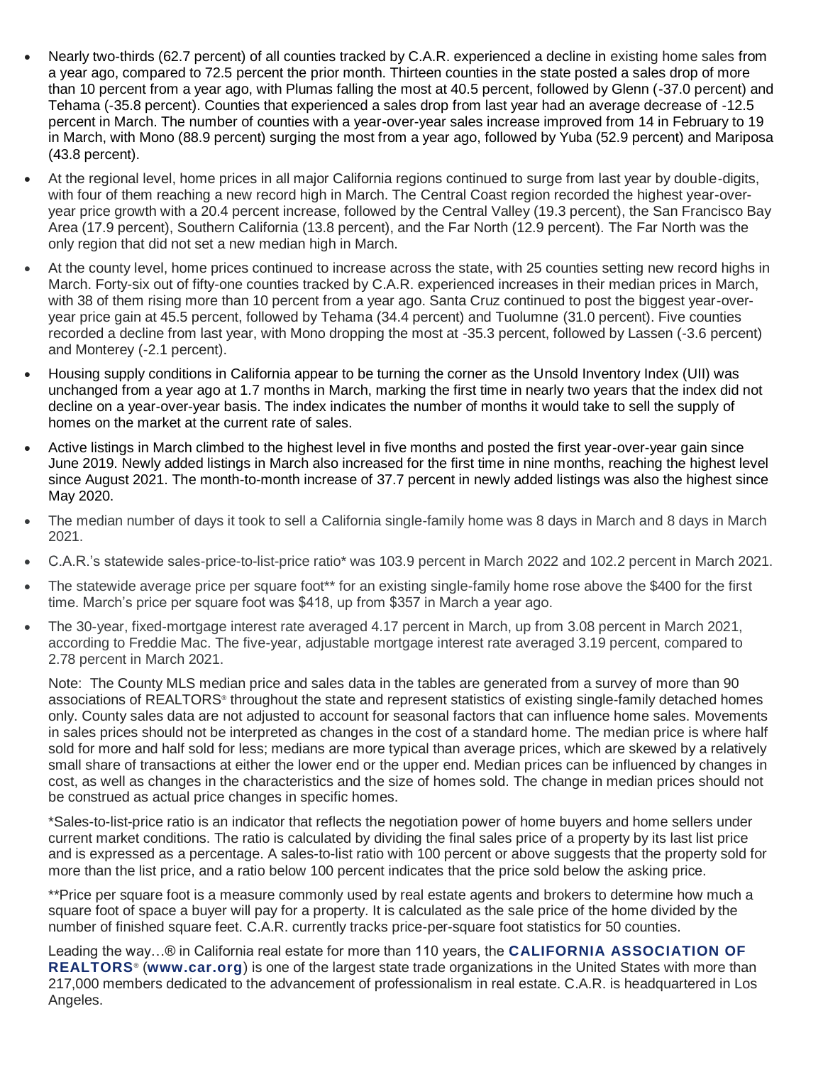- Nearly two-thirds (62.7 percent) of all counties tracked by C.A.R. experienced a decline in existing home sales from a year ago, compared to 72.5 percent the prior month. Thirteen counties in the state posted a sales drop of more than 10 percent from a year ago, with Plumas falling the most at 40.5 percent, followed by Glenn (-37.0 percent) and Tehama (-35.8 percent). Counties that experienced a sales drop from last year had an average decrease of -12.5 percent in March. The number of counties with a year-over-year sales increase improved from 14 in February to 19 in March, with Mono (88.9 percent) surging the most from a year ago, followed by Yuba (52.9 percent) and Mariposa (43.8 percent).
- At the regional level, home prices in all major California regions continued to surge from last year by double-digits, with four of them reaching a new record high in March. The Central Coast region recorded the highest year-over-year price growth with a 20.4 percent increase, followed by the Central Valley (19.3 percent), the San Francisco Bay Area (17.9 percent), Southern California (13.8 percent), and the Far North (12.9 percent). The Far North was the only region that did not set a new median high in March.
- At the county level, home prices continued to increase across the state, with 25 counties setting new record highs in March. Forty-six out of fifty-one counties tracked by C.A.R. experienced increases in their median prices in March, with 38 of them rising more than 10 percent from a year ago. Santa Cruz continued to post the biggest year-over-year price gain at 45.5 percent, followed by Tehama (34.4 percent) and Tuolumne (31.0 percent). Five counties recorded a decline from last year, with Mono dropping the most at -35.3 percent, followed by Lassen (-3.6 percent) and Monterey (-2.1 percent).
- Housing supply conditions in California appear to be turning the corner as the Unsold Inventory Index (UII) was unchanged from a year ago at 1.7 months in March, marking the first time in nearly two years that the index did not decline on a year-over-year basis. The index indicates the number of months it would take to sell the supply of homes on the market at the current rate of sales.
- Active listings in March climbed to the highest level in five months and posted the first year-over-year gain since June 2019. Newly added listings in March also increased for the first time in nine months, reaching the highest level since August 2021. The month-to-month increase of 37.7 percent in newly added listings was also the highest since May 2020.
- The median number of days it took to sell a California single-family home was 8 days in March and 8 days in March 2021.
- C.A.R.'s statewide sales-price-to-list-price ratio* was 103.9 percent in March 2022 and 102.2 percent in March 2021.
- The statewide average price per square foot** for an existing single-family home rose above the $400 for the first time. March's price per square foot was $418, up from $357 in March a year ago.
- The 30-year, fixed-mortgage interest rate averaged 4.17 percent in March, up from 3.08 percent in March 2021, according to Freddie Mac. The five-year, adjustable mortgage interest rate averaged 3.19 percent, compared to 2.78 percent in March 2021.

Note: The County MLS median price and sales data in the tables are generated from a survey of more than 90 associations of REALTORS® throughout the state and represent statistics of existing single-family detached homes only. County sales data are not adjusted to account for seasonal factors that can influence home sales. Movements in sales prices should not be interpreted as changes in the cost of a standard home. The median price is where half sold for more and half sold for less; medians are more typical than average prices, which are skewed by a relatively small share of transactions at either the lower end or the upper end. Median prices can be influenced by changes in cost, as well as changes in the characteristics and the size of homes sold. The change in median prices should not be construed as actual price changes in specific homes.

*Sales-to-list-price ratio is an indicator that reflects the negotiation power of home buyers and home sellers under current market conditions. The ratio is calculated by dividing the final sales price of a property by its last list price and is expressed as a percentage. A sales-to-list ratio with 100 percent or above suggests that the property sold for more than the list price, and a ratio below 100 percent indicates that the price sold below the asking price.

**Price per square foot is a measure commonly used by real estate agents and brokers to determine how much a square foot of space a buyer will pay for a property. It is calculated as the sale price of the home divided by the number of finished square feet. C.A.R. currently tracks price-per-square foot statistics for 50 counties.

Leading the way...® in California real estate for more than 110 years, the **CALIFORNIA ASSOCIATION OF REALTORS®** (**www.car.org**) is one of the largest state trade organizations in the United States with more than 217,000 members dedicated to the advancement of professionalism in real estate. C.A.R. is headquartered in Los Angeles.